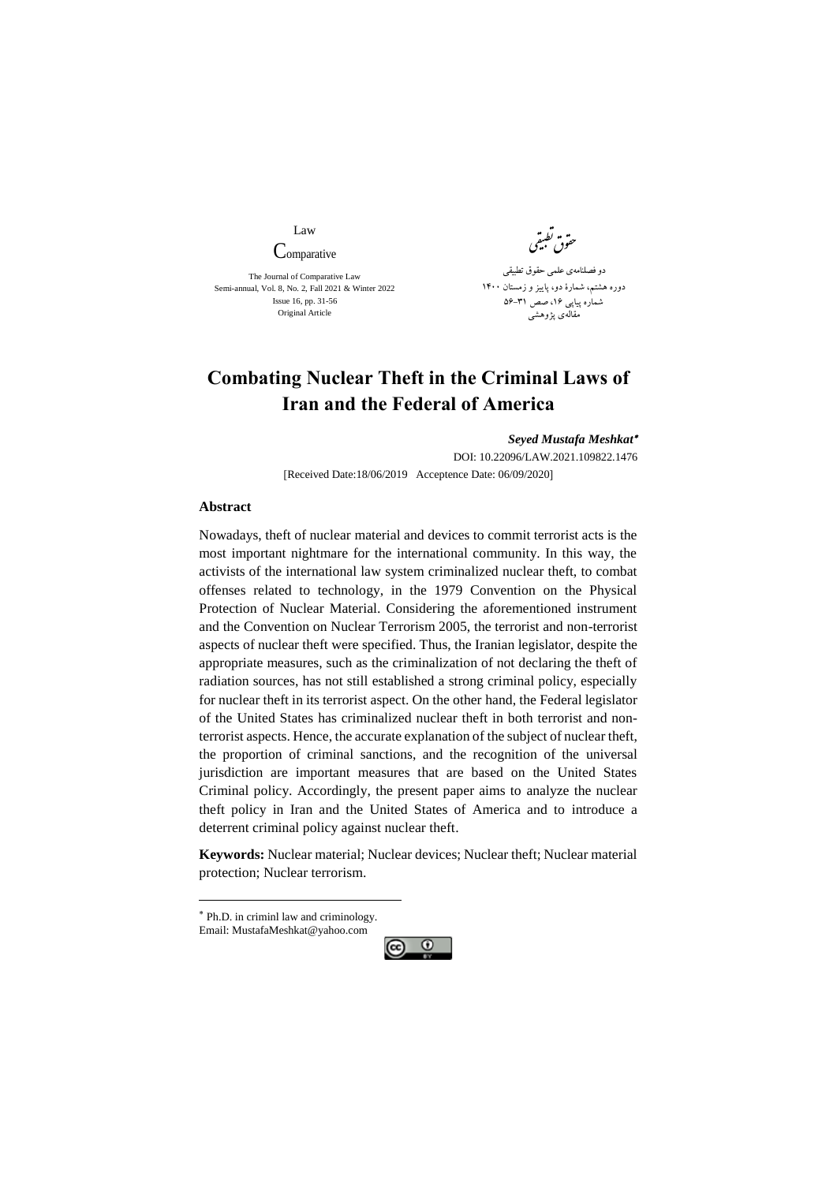Law

Comparative

The Journal of Comparative Law
Semi-annual, Vol. 8, No. 2, Fall 2021 & Winter 2022
Issue 16, pp. 31-56
Original Article

حقوق تطبیقی

دو فصلنامه‌ی علمی حقوق تطبیقی
دوره هشتم، شمارهٔ دو، پاییز و زمستان ۱۴۰۰
شماره پیاپی ۱۶، صص ۳۱-۵۶
مقاله‌ی پژوهشی

# Combating Nuclear Theft in the Criminal Laws of Iran and the Federal of America

***Seyed Mustafa Meshkat*** *

DOI: 10.22096/LAW.2021.109822.1476

[Received Date:18/06/2019 Acceptence Date: 06/09/2020]

### Abstract

Nowadays, theft of nuclear material and devices to commit terrorist acts is the most important nightmare for the international community. In this way, the activists of the international law system criminalized nuclear theft, to combat offenses related to technology, in the 1979 Convention on the Physical Protection of Nuclear Material. Considering the aforementioned instrument and the Convention on Nuclear Terrorism 2005, the terrorist and non-terrorist aspects of nuclear theft were specified. Thus, the Iranian legislator, despite the appropriate measures, such as the criminalization of not declaring the theft of radiation sources, has not still established a strong criminal policy, especially for nuclear theft in its terrorist aspect. On the other hand, the Federal legislator of the United States has criminalized nuclear theft in both terrorist and non-terrorist aspects. Hence, the accurate explanation of the subject of nuclear theft, the proportion of criminal sanctions, and the recognition of the universal jurisdiction are important measures that are based on the United States Criminal policy. Accordingly, the present paper aims to analyze the nuclear theft policy in Iran and the United States of America and to introduce a deterrent criminal policy against nuclear theft.

**Keywords:** Nuclear material; Nuclear devices; Nuclear theft; Nuclear material protection; Nuclear terrorism.

---

* Ph.D. in criminl law and criminology.
Email: MustafaMeshkat@yahoo.com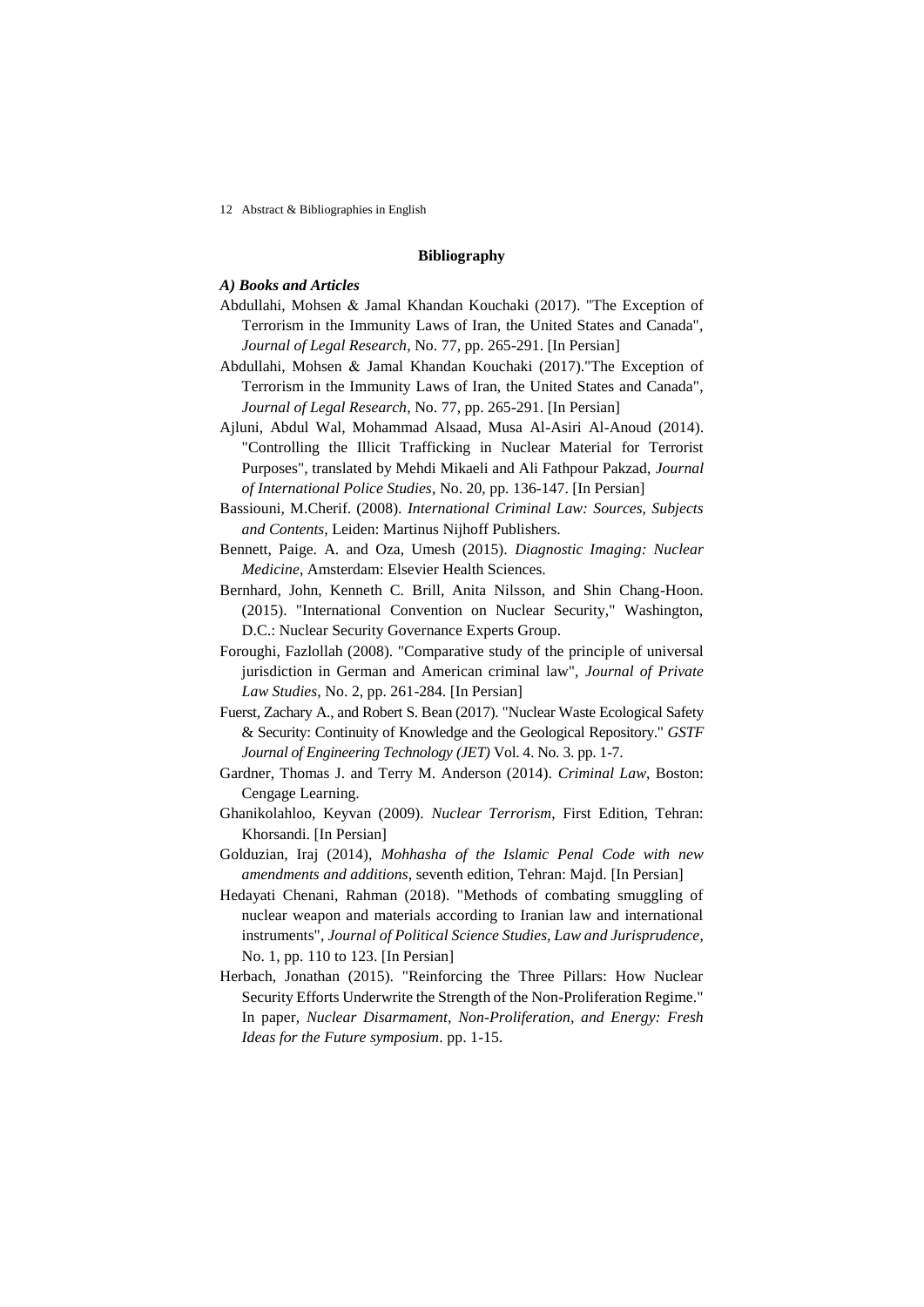## Bibliography

***A) Books and Articles***

Abdullahi, Mohsen & Jamal Khandan Kouchaki (2017). "The Exception of Terrorism in the Immunity Laws of Iran, the United States and Canada", *Journal of Legal Research*, No. 77, pp. 265-291. [In Persian]

Abdullahi, Mohsen & Jamal Khandan Kouchaki (2017)."The Exception of Terrorism in the Immunity Laws of Iran, the United States and Canada", *Journal of Legal Research*, No. 77, pp. 265-291. [In Persian]

Ajluni, Abdul Wal, Mohammad Alsaad, Musa Al-Asiri Al-Anoud (2014). "Controlling the Illicit Trafficking in Nuclear Material for Terrorist Purposes", translated by Mehdi Mikaeli and Ali Fathpour Pakzad, *Journal of International Police Studies*, No. 20, pp. 136-147. [In Persian]

Bassiouni, M.Cherif. (2008). *International Criminal Law: Sources, Subjects and Contents*, Leiden: Martinus Nijhoff Publishers.

Bennett, Paige. A. and Oza, Umesh (2015). *Diagnostic Imaging: Nuclear Medicine*, Amsterdam: Elsevier Health Sciences.

Bernhard, John, Kenneth C. Brill, Anita Nilsson, and Shin Chang-Hoon. (2015). "International Convention on Nuclear Security," Washington, D.C.: Nuclear Security Governance Experts Group.

Foroughi, Fazlollah (2008). "Comparative study of the principle of universal jurisdiction in German and American criminal law", *Journal of Private Law Studies*, No. 2, pp. 261-284. [In Persian]

Fuerst, Zachary A., and Robert S. Bean (2017). "Nuclear Waste Ecological Safety & Security: Continuity of Knowledge and the Geological Repository." *GSTF Journal of Engineering Technology (JET)* Vol. 4. No. 3. pp. 1-7.

Gardner, Thomas J. and Terry M. Anderson (2014). *Criminal Law*, Boston: Cengage Learning.

Ghanikolahloo, Keyvan (2009). *Nuclear Terrorism*, First Edition, Tehran: Khorsandi. [In Persian]

Golduzian, Iraj (2014), *Mohhasha of the Islamic Penal Code with new amendments and additions*, seventh edition, Tehran: Majd. [In Persian]

Hedayati Chenani, Rahman (2018). "Methods of combating smuggling of nuclear weapon and materials according to Iranian law and international instruments", *Journal of Political Science Studies, Law and Jurisprudence*, No. 1, pp. 110 to 123. [In Persian]

Herbach, Jonathan (2015). "Reinforcing the Three Pillars: How Nuclear Security Efforts Underwrite the Strength of the Non-Proliferation Regime." In paper, *Nuclear Disarmament, Non-Proliferation, and Energy: Fresh Ideas for the Future symposium*. pp. 1-15.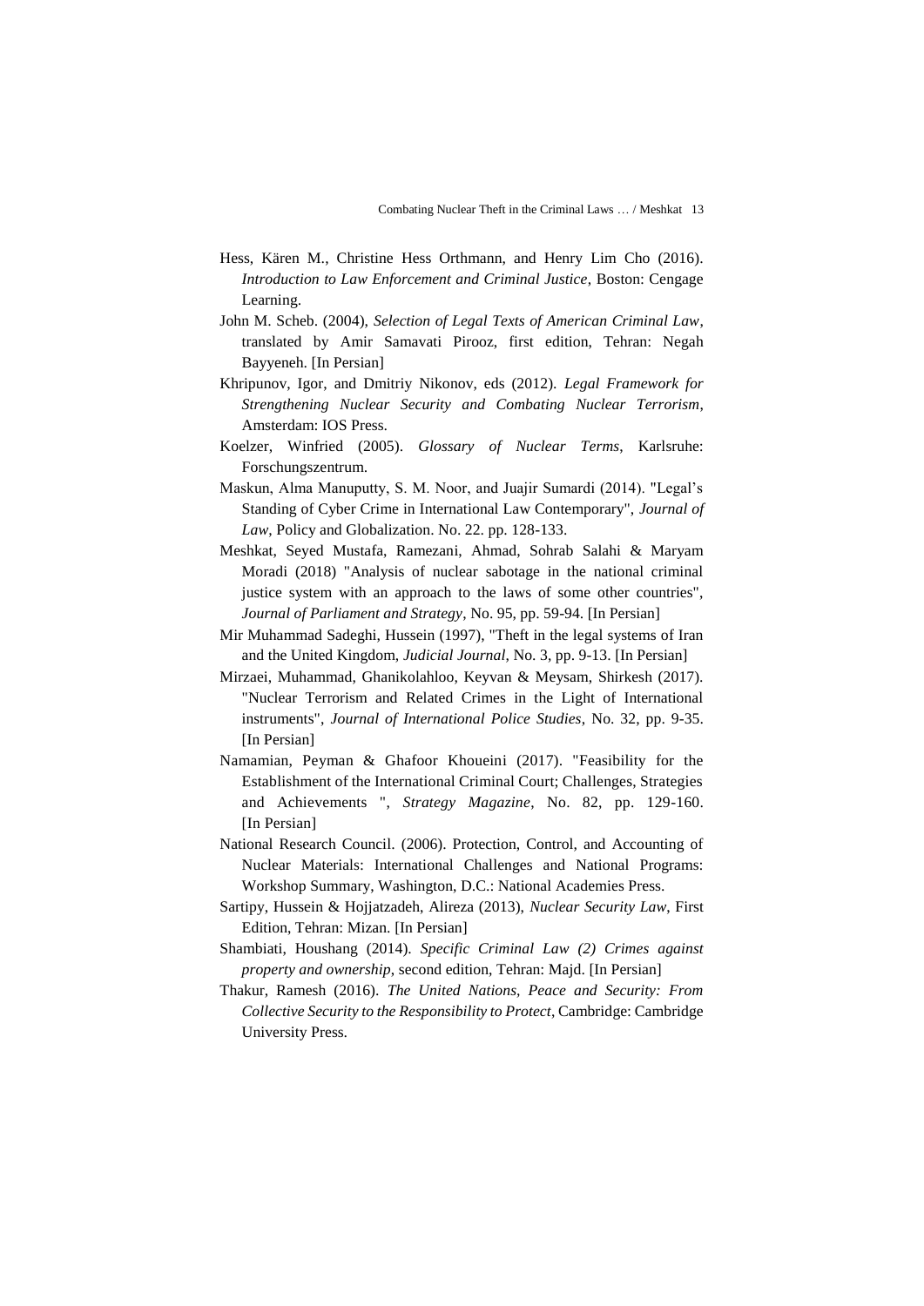Hess, Kären M., Christine Hess Orthmann, and Henry Lim Cho (2016). *Introduction to Law Enforcement and Criminal Justice*, Boston: Cengage Learning.

John M. Scheb. (2004), *Selection of Legal Texts of American Criminal Law*, translated by Amir Samavati Pirooz, first edition, Tehran: Negah Bayyeneh. [In Persian]

Khripunov, Igor, and Dmitriy Nikonov, eds (2012). *Legal Framework for Strengthening Nuclear Security and Combating Nuclear Terrorism*, Amsterdam: IOS Press.

Koelzer, Winfried (2005). *Glossary of Nuclear Terms*, Karlsruhe: Forschungszentrum.

Maskun, Alma Manuputty, S. M. Noor, and Juajir Sumardi (2014). "Legal's Standing of Cyber Crime in International Law Contemporary", *Journal of Law*, Policy and Globalization. No. 22. pp. 128-133.

Meshkat, Seyed Mustafa, Ramezani, Ahmad, Sohrab Salahi & Maryam Moradi (2018) "Analysis of nuclear sabotage in the national criminal justice system with an approach to the laws of some other countries", *Journal of Parliament and Strategy*, No. 95, pp. 59-94. [In Persian]

Mir Muhammad Sadeghi, Hussein (1997), "Theft in the legal systems of Iran and the United Kingdom, *Judicial Journal*, No. 3, pp. 9-13. [In Persian]

Mirzaei, Muhammad, Ghanikolahloo, Keyvan & Meysam, Shirkesh (2017). "Nuclear Terrorism and Related Crimes in the Light of International instruments", *Journal of International Police Studies*, No. 32, pp. 9-35. [In Persian]

Namamian, Peyman & Ghafoor Khoueini (2017). "Feasibility for the Establishment of the International Criminal Court; Challenges, Strategies and Achievements ", *Strategy Magazine*, No. 82, pp. 129-160. [In Persian]

National Research Council. (2006). Protection, Control, and Accounting of Nuclear Materials: International Challenges and National Programs: Workshop Summary, Washington, D.C.: National Academies Press.

Sartipy, Hussein & Hojjatzadeh, Alireza (2013), *Nuclear Security Law*, First Edition, Tehran: Mizan. [In Persian]

Shambiati, Houshang (2014). *Specific Criminal Law (2) Crimes against property and ownership*, second edition, Tehran: Majd. [In Persian]

Thakur, Ramesh (2016). *The United Nations, Peace and Security: From Collective Security to the Responsibility to Protect*, Cambridge: Cambridge University Press.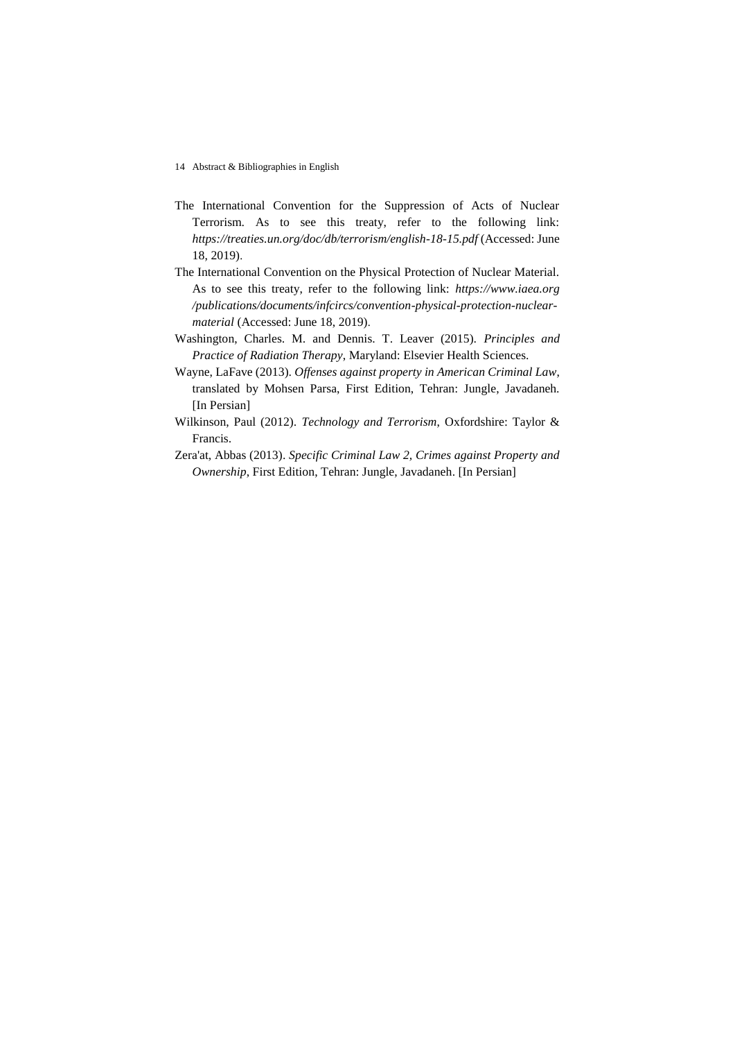The International Convention for the Suppression of Acts of Nuclear Terrorism. As to see this treaty, refer to the following link: *https://treaties.un.org/doc/db/terrorism/english-18-15.pdf* (Accessed: June 18, 2019).

The International Convention on the Physical Protection of Nuclear Material. As to see this treaty, refer to the following link: *https://www.iaea.org /publications/documents/infcircs/convention-physical-protection-nuclear-material* (Accessed: June 18, 2019).

Washington, Charles. M. and Dennis. T. Leaver (2015). *Principles and Practice of Radiation Therapy*, Maryland: Elsevier Health Sciences.

Wayne, LaFave (2013). *Offenses against property in American Criminal Law*, translated by Mohsen Parsa, First Edition, Tehran: Jungle, Javadaneh. [In Persian]

Wilkinson, Paul (2012). *Technology and Terrorism*, Oxfordshire: Taylor & Francis.

Zera'at, Abbas (2013). *Specific Criminal Law 2, Crimes against Property and Ownership*, First Edition, Tehran: Jungle, Javadaneh. [In Persian]